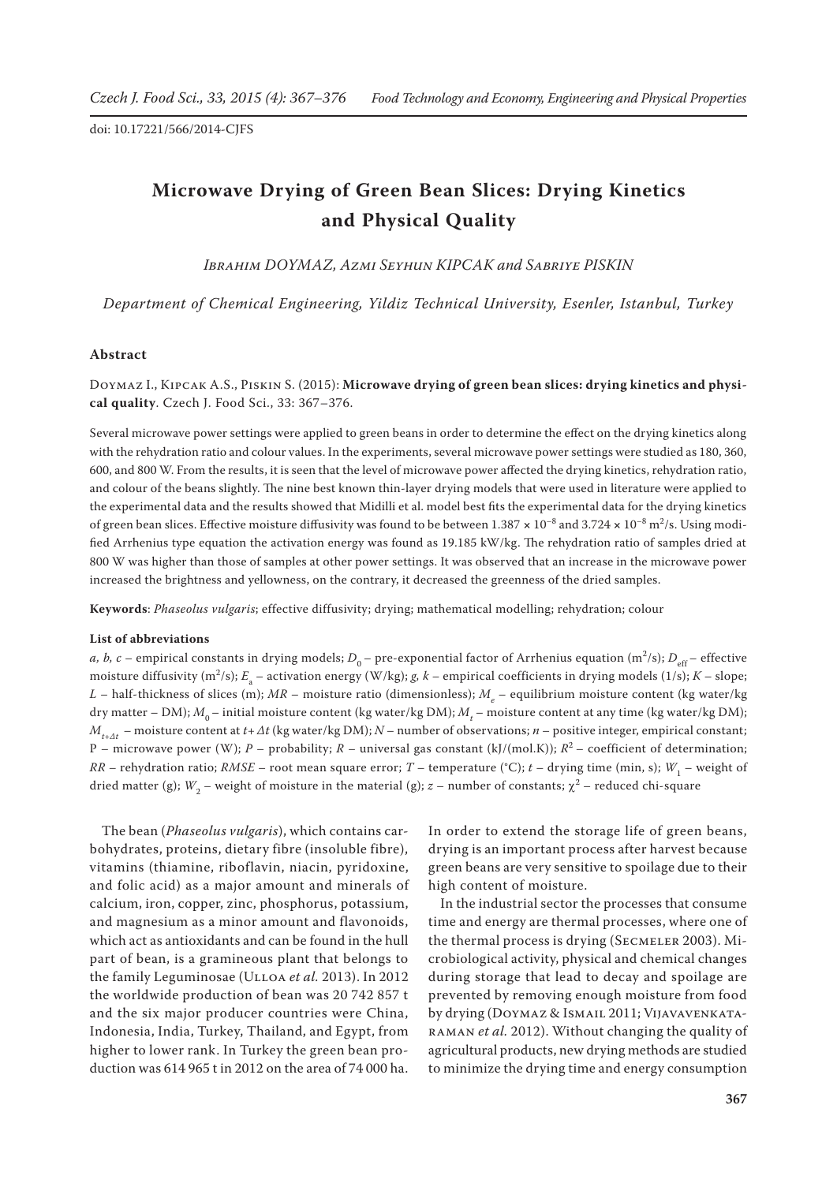doi: 10.17221/566/2014-CJFS

# Microwave Drying of Green Bean Slices: Drying Kinetics and Physical Quality

*Ibrahim DOYMAZ, Azmi Seyhun KIPCAK and Sabriye PISKIN*

*Department of Chemical Engineering, Yildiz Technical University, Esenler, Istanbul, Turkey*

## Abstract

Doymaz I., Kipcak A.S., Piskin S. (2015): **Microwave drying of green bean slices: drying kinetics and physical quality**. Czech J. Food Sci., 33: 367–376.

Several microwave power settings were applied to green beans in order to determine the effect on the drying kinetics along with the rehydration ratio and colour values. In the experiments, several microwave power settings were studied as 180, 360, 600, and 800 W. From the results, it is seen that the level of microwave power affected the drying kinetics, rehydration ratio, and colour of the beans slightly. The nine best known thin-layer drying models that were used in literature were applied to the experimental data and the results showed that Midilli et al. model best fits the experimental data for the drying kinetics of green bean slices. Effective moisture diffusivity was found to be between $1.387 \times 10^{-8}$ and $3.724 \times 10^{-8}$ m$^2$/s. Using modified Arrhenius type equation the activation energy was found as 19.185 kW/kg. The rehydration ratio of samples dried at 800 W was higher than those of samples at other power settings. It was observed that an increase in the microwave power increased the brightness and yellowness, on the contrary, it decreased the greenness of the dried samples.

**Keywords**: *Phaseolus vulgaris*; effective diffusivity; drying; mathematical modelling; rehydration; colour

**List of abbreviations**

*a, b, c* – empirical constants in drying models; $D_0$ – pre-exponential factor of Arrhenius equation (m$^2$/s); $D_{eff}$ – effective moisture diffusivity (m$^2$/s); $E_a$ – activation energy (W/kg); *g, k* – empirical coefficients in drying models (1/s); *K* – slope; *L* – half-thickness of slices (m); *MR* – moisture ratio (dimensionless); $M_e$ – equilibrium moisture content (kg water/kg dry matter – DM); $M_0$ – initial moisture content (kg water/kg DM); $M_t$ – moisture content at any time (kg water/kg DM); $M_{t+\Delta t}$ – moisture content at $t+\Delta t$ (kg water/kg DM); *N* – number of observations; *n* – positive integer, empirical constant; P – microwave power (W); *P* – probability; *R* – universal gas constant (kJ/(mol.K)); $R^2$ – coefficient of determination; *RR* – rehydration ratio; *RMSE* – root mean square error; *T* – temperature (°C); *t* – drying time (min, s); $W_1$ – weight of dried matter (g); $W_2$ – weight of moisture in the material (g); *z* – number of constants; $\chi^2$ – reduced chi-square

The bean (*Phaseolus vulgaris*), which contains carbohydrates, proteins, dietary fibre (insoluble fibre), vitamins (thiamine, riboflavin, niacin, pyridoxine, and folic acid) as a major amount and minerals of calcium, iron, copper, zinc, phosphorus, potassium, and magnesium as a minor amount and flavonoids, which act as antioxidants and can be found in the hull part of bean, is a gramineous plant that belongs to the family Leguminosae (Ulloa *et al.* 2013). In 2012 the worldwide production of bean was 20 742 857 t and the six major producer countries were China, Indonesia, India, Turkey, Thailand, and Egypt, from higher to lower rank. In Turkey the green bean production was 614 965 t in 2012 on the area of 74 000 ha. In order to extend the storage life of green beans, drying is an important process after harvest because green beans are very sensitive to spoilage due to their high content of moisture.

In the industrial sector the processes that consume time and energy are thermal processes, where one of the thermal process is drying (Secmeler 2003). Microbiological activity, physical and chemical changes during storage that lead to decay and spoilage are prevented by removing enough moisture from food by drying (Doymaz & Ismail 2011; Vijayavenkataraman *et al.* 2012). Without changing the quality of agricultural products, new drying methods are studied to minimize the drying time and energy consumption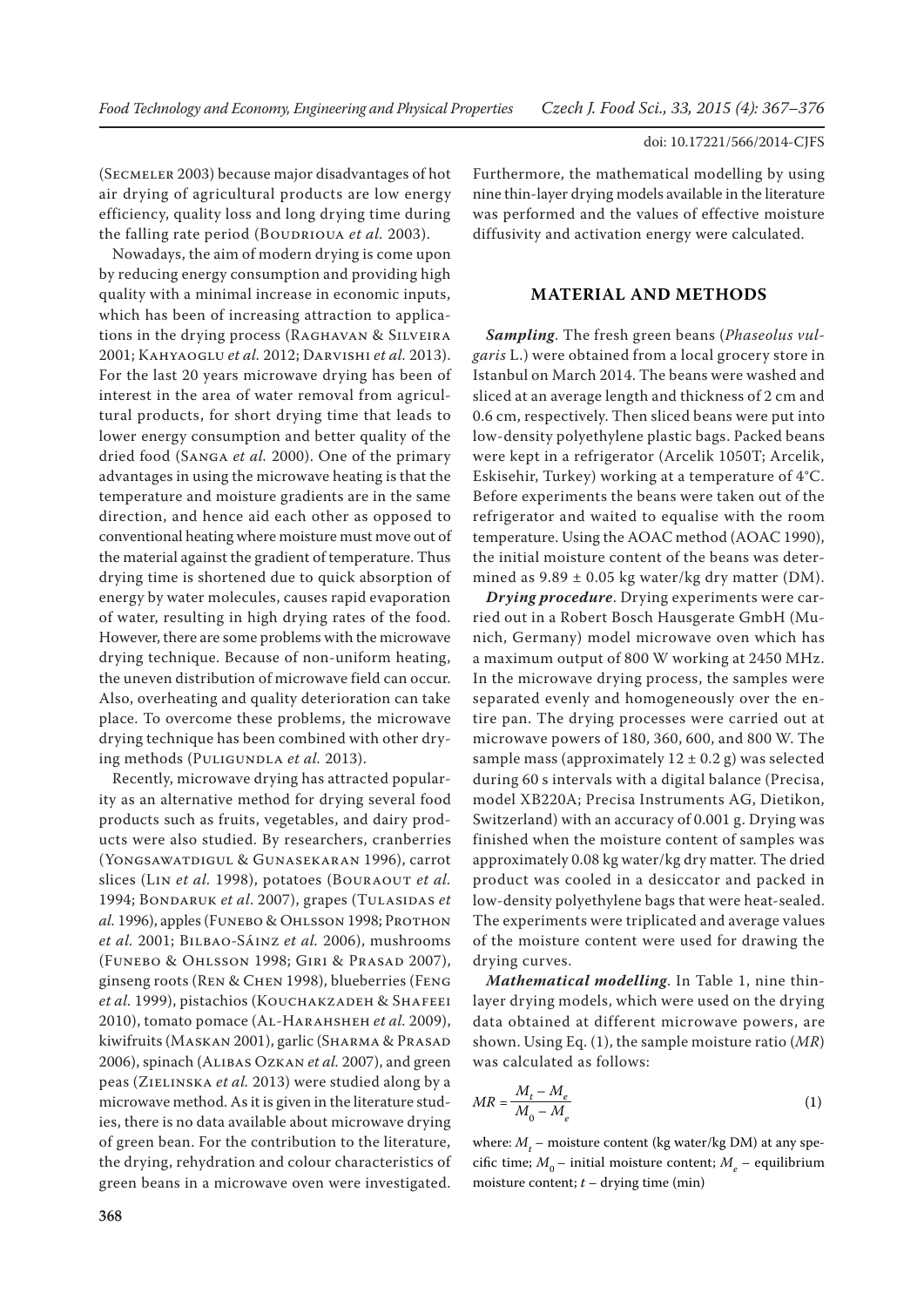(Secmeler 2003) because major disadvantages of hot air drying of agricultural products are low energy efficiency, quality loss and long drying time during the falling rate period (Boudrioua *et al.* 2003).

Nowadays, the aim of modern drying is come upon by reducing energy consumption and providing high quality with a minimal increase in economic inputs, which has been of increasing attraction to applications in the drying process (Raghavan & Silveira 2001; Kahyaoglu *et al.* 2012; Darvishi *et al.* 2013). For the last 20 years microwave drying has been of interest in the area of water removal from agricultural products, for short drying time that leads to lower energy consumption and better quality of the dried food (Sanga *et al.* 2000). One of the primary advantages in using the microwave heating is that the temperature and moisture gradients are in the same direction, and hence aid each other as opposed to conventional heating where moisture must move out of the material against the gradient of temperature. Thus drying time is shortened due to quick absorption of energy by water molecules, causes rapid evaporation of water, resulting in high drying rates of the food. However, there are some problems with the microwave drying technique. Because of non-uniform heating, the uneven distribution of microwave field can occur. Also, overheating and quality deterioration can take place. To overcome these problems, the microwave drying technique has been combined with other drying methods (Puligundla *et al.* 2013).

Recently, microwave drying has attracted popularity as an alternative method for drying several food products such as fruits, vegetables, and dairy products were also studied. By researchers, cranberries (Yongsawatdigul & Gunasekaran 1996), carrot slices (Lin *et al.* 1998), potatoes (Bouraout *et al.* 1994; Bondaruk *et al*. 2007), grapes (Tulasidas *et al.* 1996), apples (Funebo & Ohlsson 1998; Prothon *et al.* 2001; Bilbao-Sáinz *et al.* 2006), mushrooms (Funebo & Ohlsson 1998; Giri & Prasad 2007), ginseng roots (Ren & Chen 1998), blueberries (Feng *et al.* 1999), pistachios (Kouchakzadeh & Shafeei 2010), tomato pomace (Al-Harahsheh *et al.* 2009), kiwifruits (Maskan 2001), garlic (Sharma & Prasad 2006), spinach (Alibas Ozkan *et al.* 2007), and green peas (Zielinska *et al.* 2013) were studied along by a microwave method. As it is given in the literature studies, there is no data available about microwave drying of green bean. For the contribution to the literature, the drying, rehydration and colour characteristics of green beans in a microwave oven were investigated. Furthermore, the mathematical modelling by using nine thin-layer drying models available in the literature was performed and the values of effective moisture diffusivity and activation energy were calculated.

## MATERIAL AND METHODS

***Sampling***. The fresh green beans (*Phaseolus vulgaris* L.) were obtained from a local grocery store in Istanbul on March 2014. The beans were washed and sliced at an average length and thickness of 2 cm and 0.6 cm, respectively. Then sliced beans were put into low-density polyethylene plastic bags. Packed beans were kept in a refrigerator (Arcelik 1050T; Arcelik, Eskisehir, Turkey) working at a temperature of 4°C. Before experiments the beans were taken out of the refrigerator and waited to equalise with the room temperature. Using the AOAC method (AOAC 1990), the initial moisture content of the beans was determined as 9.89 ± 0.05 kg water/kg dry matter (DM).

***Drying procedure***. Drying experiments were carried out in a Robert Bosch Hausgerate GmbH (Munich, Germany) model microwave oven which has a maximum output of 800 W working at 2450 MHz. In the microwave drying process, the samples were separated evenly and homogeneously over the entire pan. The drying processes were carried out at microwave powers of 180, 360, 600, and 800 W. The sample mass (approximately 12 ± 0.2 g) was selected during 60 s intervals with a digital balance (Precisa, model XB220A; Precisa Instruments AG, Dietikon, Switzerland) with an accuracy of 0.001 g. Drying was finished when the moisture content of samples was approximately 0.08 kg water/kg dry matter. The dried product was cooled in a desiccator and packed in low-density polyethylene bags that were heat-sealed. The experiments were triplicated and average values of the moisture content were used for drawing the drying curves.

***Mathematical modelling***. In Table 1, nine thin-layer drying models, which were used on the drying data obtained at different microwave powers, are shown. Using Eq. (1), the sample moisture ratio ($MR$) was calculated as follows:

$$MR = \frac{M_t - M_e}{M_0 - M_e} \tag{1}$$

where: $M_t$ – moisture content (kg water/kg DM) at any specific time; $M_0$ – initial moisture content; $M_e$ – equilibrium moisture content; $t$ – drying time (min)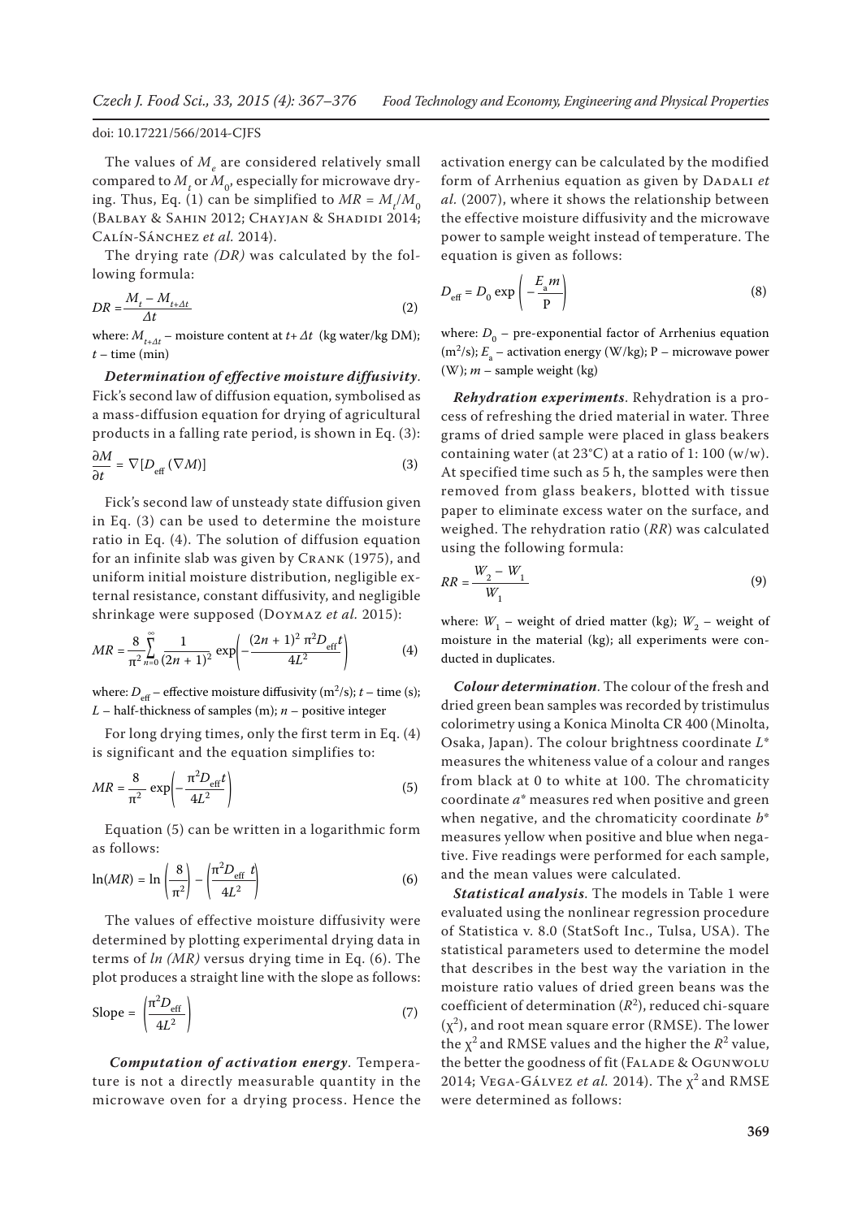The values of $M_e$ are considered relatively small compared to $M_t$ or $M_0$, especially for microwave drying. Thus, Eq. (1) can be simplified to $MR = M_t/M_0$ (Balbay & Sahin 2012; Chayjan & Shadidi 2014; Calín-Sánchez *et al.* 2014).

The drying rate *(DR)* was calculated by the following formula:

$$DR = \frac{M_t - M_{t+\Delta t}}{\Delta t} \tag{2}$$

where: $M_{t+\Delta t}$ – moisture content at $t+\Delta t$ (kg water/kg DM); $t$ – time (min)

***Determination of effective moisture diffusivity***. Fick's second law of diffusion equation, symbolised as a mass-diffusion equation for drying of agricultural products in a falling rate period, is shown in Eq. (3):

$$\frac{\partial M}{\partial t} = \nabla[D_{\text{eff}}(\nabla M)] \tag{3}$$

Fick's second law of unsteady state diffusion given in Eq. (3) can be used to determine the moisture ratio in Eq. (4). The solution of diffusion equation for an infinite slab was given by Crank (1975), and uniform initial moisture distribution, negligible external resistance, constant diffusivity, and negligible shrinkage were supposed (Doymaz *et al.* 2015):

$$MR = \frac{8}{\pi^2}\sum_{n=0}^{\infty}\frac{1}{(2n+1)^2}\exp\left(-\frac{(2n+1)^2\pi^2 D_{\text{eff}}t}{4L^2}\right) \tag{4}$$

where: $D_{\text{eff}}$ – effective moisture diffusivity ($m^2/s$); $t$ – time (s); $L$ – half-thickness of samples (m); $n$ – positive integer

For long drying times, only the first term in Eq. (4) is significant and the equation simplifies to:

$$MR = \frac{8}{\pi^2}\exp\left(-\frac{\pi^2 D_{\text{eff}}t}{4L^2}\right) \tag{5}$$

Equation (5) can be written in a logarithmic form as follows:

$$\ln(MR) = \ln\left(\frac{8}{\pi^2}\right) - \left(\frac{\pi^2 D_{\text{eff}}\, t}{4L^2}\right) \tag{6}$$

The values of effective moisture diffusivity were determined by plotting experimental drying data in terms of *ln (MR)* versus drying time in Eq. (6). The plot produces a straight line with the slope as follows:

$$\text{Slope} = \left(\frac{\pi^2 D_{\text{eff}}}{4L^2}\right) \tag{7}$$

***Computation of activation energy***. Temperature is not a directly measurable quantity in the microwave oven for a drying process. Hence the activation energy can be calculated by the modified form of Arrhenius equation as given by Dadali *et al.* (2007), where it shows the relationship between the effective moisture diffusivity and the microwave power to sample weight instead of temperature. The equation is given as follows:

$$D_{\text{eff}} = D_0\exp\left(-\frac{E_a m}{P}\right) \tag{8}$$

where: $D_0$ – pre-exponential factor of Arrhenius equation ($m^2/s$); $E_a$ – activation energy (W/kg); P – microwave power (W); $m$ – sample weight (kg)

***Rehydration experiments***. Rehydration is a process of refreshing the dried material in water. Three grams of dried sample were placed in glass beakers containing water (at 23°C) at a ratio of 1: 100 (w/w). At specified time such as 5 h, the samples were then removed from glass beakers, blotted with tissue paper to eliminate excess water on the surface, and weighed. The rehydration ratio (*RR*) was calculated using the following formula:

$$RR = \frac{W_2 - W_1}{W_1} \tag{9}$$

where: $W_1$ – weight of dried matter (kg); $W_2$ – weight of moisture in the material (kg); all experiments were conducted in duplicates.

***Colour determination***. The colour of the fresh and dried green bean samples was recorded by tristimulus colorimetry using a Konica Minolta CR 400 (Minolta, Osaka, Japan). The colour brightness coordinate $L^*$ measures the whiteness value of a colour and ranges from black at 0 to white at 100. The chromaticity coordinate $a^*$ measures red when positive and green when negative, and the chromaticity coordinate $b^*$ measures yellow when positive and blue when negative. Five readings were performed for each sample, and the mean values were calculated.

***Statistical analysis***. The models in Table 1 were evaluated using the nonlinear regression procedure of Statistica v. 8.0 (StatSoft Inc., Tulsa, USA). The statistical parameters used to determine the model that describes in the best way the variation in the moisture ratio values of dried green beans was the coefficient of determination ($R^2$), reduced chi-square ($\chi^2$), and root mean square error (RMSE). The lower the $\chi^2$ and RMSE values and the higher the $R^2$ value, the better the goodness of fit (Falade & Ogunwolu 2014; Vega-Gálvez *et al.* 2014). The $\chi^2$ and RMSE were determined as follows: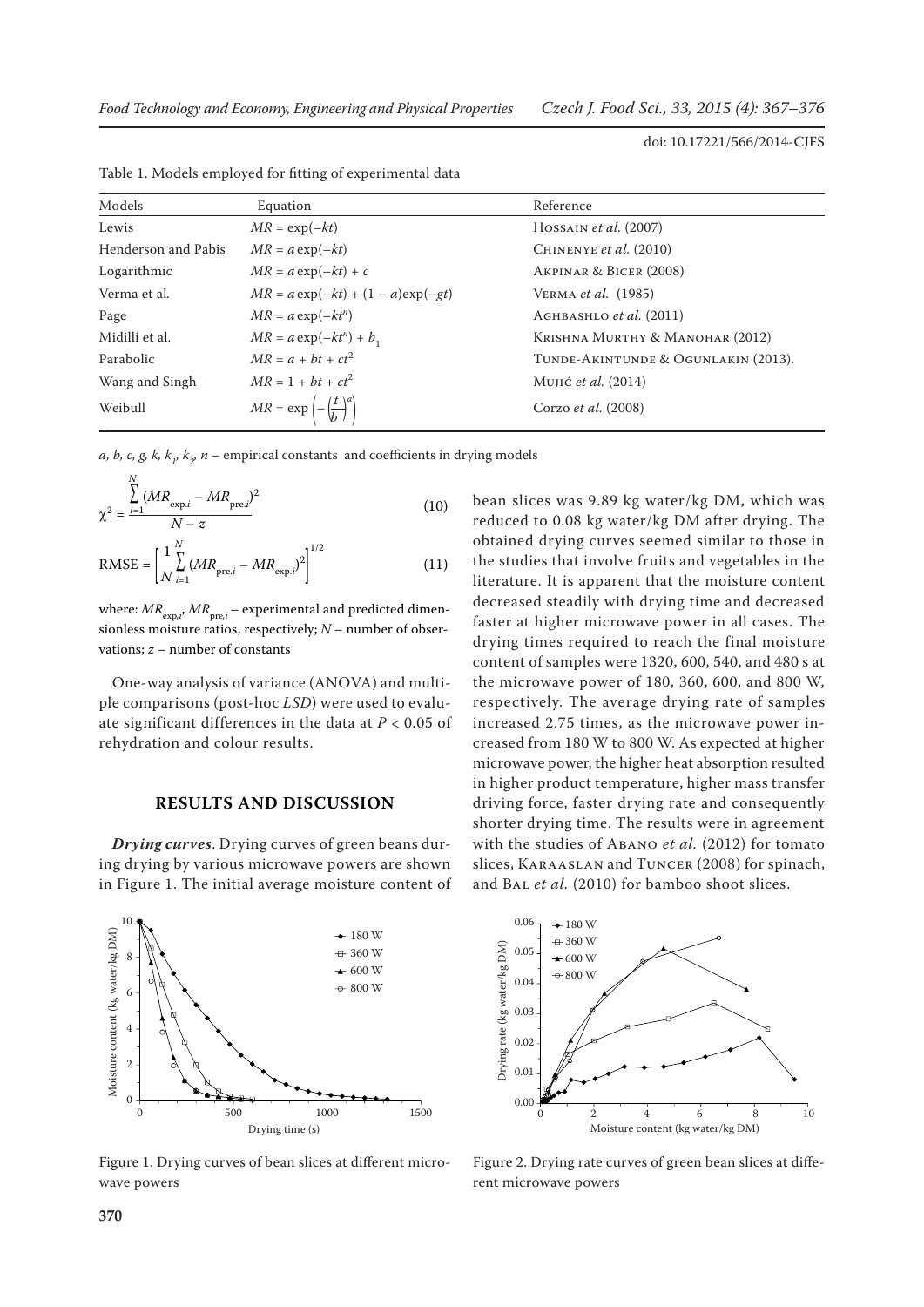Table 1. Models employed for fitting of experimental data

| Models | Equation | Reference |
| --- | --- | --- |
| Lewis | $MR = \exp(-kt)$ | Hossain *et al.* (2007) |
| Henderson and Pabis | $MR = a\exp(-kt)$ | Chinenye *et al.* (2010) |
| Logarithmic | $MR = a\exp(-kt) + c$ | Akpinar & Bicer (2008) |
| Verma et al. | $MR = a\exp(-kt) + (1 - a)\exp(-gt)$ | Verma *et al.* (1985) |
| Page | $MR = a\exp(-kt^n)$ | Aghbashlo *et al.* (2011) |
| Midilli et al. | $MR = a\exp(-kt^n) + b_1$ | Krishna Murthy & Manohar (2012) |
| Parabolic | $MR = a + bt + ct^2$ | Tunde-Akintunde & Ogunlakin (2013). |
| Wang and Singh | $MR = 1 + bt + ct^2$ | Mujić *et al.* (2014) |
| Weibull | $MR = \exp\left(-\left(\frac{t}{b}\right)^a\right)$ | Corzo *et al.* (2008) |

$a, b, c, g, k, k_1, k_2, n$ – empirical constants and coefficients in drying models

$$\chi^2 = \frac{\sum_{i=1}^{N}(MR_{\exp.i} - MR_{\text{pre}.i})^2}{N - z} \tag{10}$$

$$\text{RMSE} = \left[\frac{1}{N}\sum_{i=1}^{N}(MR_{\text{pre}.i} - MR_{\exp.i})^2\right]^{1/2} \tag{11}$$

where: $MR_{\exp,i}$, $MR_{\text{pre},i}$ – experimental and predicted dimensionless moisture ratios, respectively; $N$ – number of observations; $z$ – number of constants

One-way analysis of variance (ANOVA) and multiple comparisons (post-hoc *LSD*) were used to evaluate significant differences in the data at $P < 0.05$ of rehydration and colour results.

## RESULTS AND DISCUSSION

***Drying curves***. Drying curves of green beans during drying by various microwave powers are shown in Figure 1. The initial average moisture content of bean slices was 9.89 kg water/kg DM, which was reduced to 0.08 kg water/kg DM after drying. The obtained drying curves seemed similar to those in the studies that involve fruits and vegetables in the literature. It is apparent that the moisture content decreased steadily with drying time and decreased faster at higher microwave power in all cases. The drying times required to reach the final moisture content of samples were 1320, 600, 540, and 480 s at the microwave power of 180, 360, 600, and 800 W, respectively. The average drying rate of samples increased 2.75 times, as the microwave power increased from 180 W to 800 W. As expected at higher microwave power, the higher heat absorption resulted in higher product temperature, higher mass transfer driving force, faster drying rate and consequently shorter drying time. The results were in agreement with the studies of Abano *et al.* (2012) for tomato slices, Karaaslan and Tuncer (2008) for spinach, and Bal *et al.* (2010) for bamboo shoot slices.

Figure 1. Drying curves of bean slices at different microwave powers

Figure 2. Drying rate curves of green bean slices at different microwave powers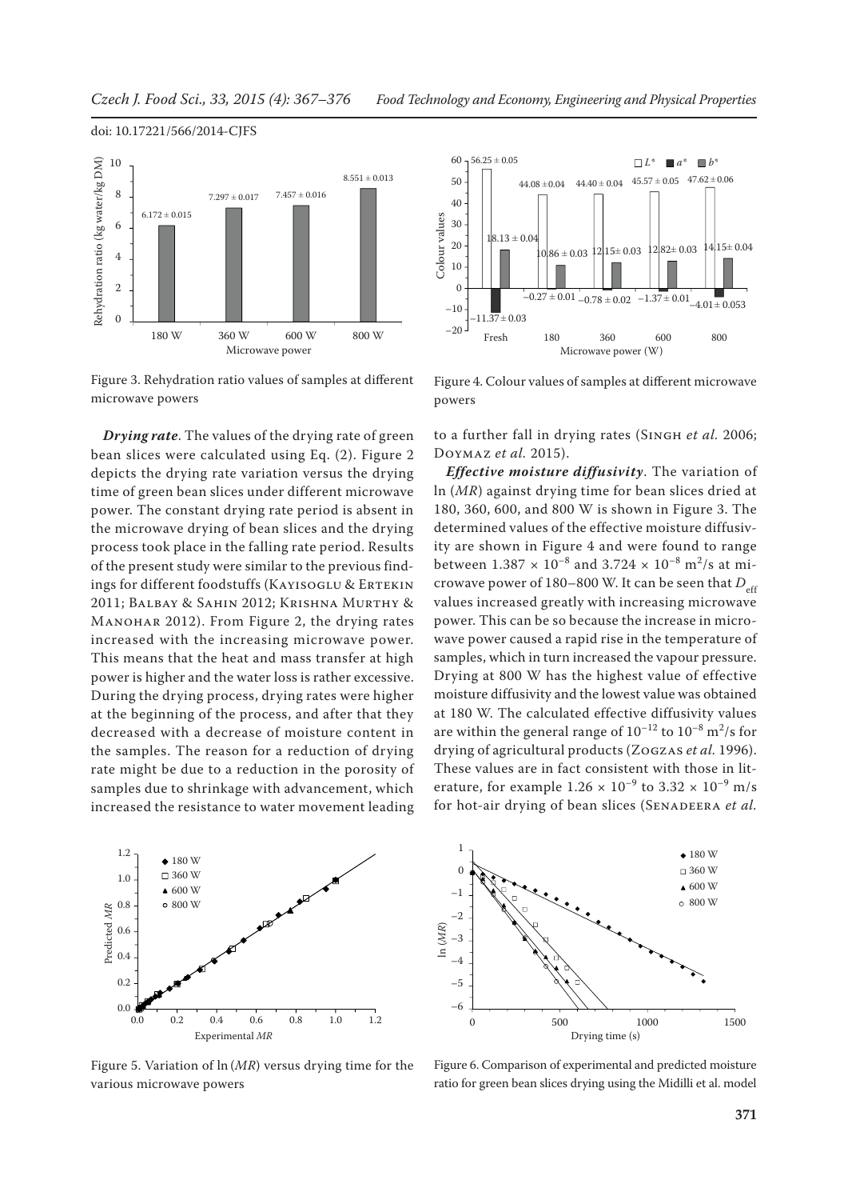Figure 3. Rehydration ratio values of samples at different microwave powers

Figure 4. Colour values of samples at different microwave powers

***Drying rate***. The values of the drying rate of green bean slices were calculated using Eq. (2). Figure 2 depicts the drying rate variation versus the drying time of green bean slices under different microwave power. The constant drying rate period is absent in the microwave drying of bean slices and the drying process took place in the falling rate period. Results of the present study were similar to the previous findings for different foodstuffs (Kayisoglu & Ertekin 2011; Balbay & Sahin 2012; Krishna Murthy & Manohar 2012). From Figure 2, the drying rates increased with the increasing microwave power. This means that the heat and mass transfer at high power is higher and the water loss is rather excessive. During the drying process, drying rates were higher at the beginning of the process, and after that they decreased with a decrease of moisture content in the samples. The reason for a reduction of drying rate might be due to a reduction in the porosity of samples due to shrinkage with advancement, which increased the resistance to water movement leading to a further fall in drying rates (Singh *et al.* 2006; Doymaz *et al.* 2015).

***Effective moisture diffusivity***. The variation of ln ($MR$) against drying time for bean slices dried at 180, 360, 600, and 800 W is shown in Figure 3. The determined values of the effective moisture diffusivity are shown in Figure 4 and were found to range between $1.387 \times 10^{-8}$ and $3.724 \times 10^{-8}$ m$^2$/s at microwave power of 180–800 W. It can be seen that $D_{\text{eff}}$ values increased greatly with increasing microwave power. This can be so because the increase in microwave power caused a rapid rise in the temperature of samples, which in turn increased the vapour pressure. Drying at 800 W has the highest value of effective moisture diffusivity and the lowest value was obtained at 180 W. The calculated effective diffusivity values are within the general range of $10^{-12}$ to $10^{-8}$ m$^2$/s for drying of agricultural products (Zogzas *et al.* 1996). These values are in fact consistent with those in literature, for example $1.26 \times 10^{-9}$ to $3.32 \times 10^{-9}$ m/s for hot-air drying of bean slices (Senadeera *et al.*

Figure 5. Variation of ln ($MR$) versus drying time for the various microwave powers

Figure 6. Comparison of experimental and predicted moisture ratio for green bean slices drying using the Midilli et al. model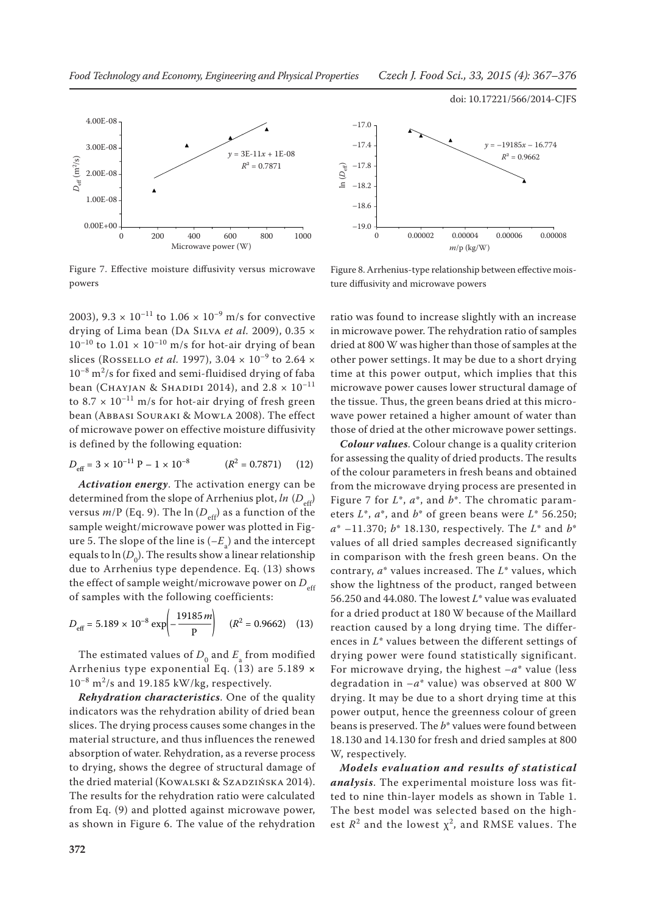Figure 7. Effective moisture diffusivity versus microwave powers

Figure 8. Arrhenius-type relationship between effective moisture diffusivity and microwave powers

2003), $9.3 \times 10^{-11}$ to $1.06 \times 10^{-9}$ m/s for convective drying of Lima bean (Da Silva *et al.* 2009), $0.35 \times 10^{-10}$ to $1.01 \times 10^{-10}$ m/s for hot-air drying of bean slices (Rosselló *et al.* 1997), $3.04 \times 10^{-9}$ to $2.64 \times 10^{-8}$ $m^2/s$ for fixed and semi-fluidised drying of faba bean (Chayjan & Shadidi 2014), and $2.8 \times 10^{-11}$ to $8.7 \times 10^{-11}$ m/s for hot-air drying of fresh green bean (Abbasi Souraki & Mowla 2008). The effect of microwave power on effective moisture diffusivity is defined by the following equation:

$$D_{eff} = 3 \times 10^{-11} \text{ P} - 1 \times 10^{-8} \qquad (R^2 = 0.7871) \qquad (12)$$

***Activation energy***. The activation energy can be determined from the slope of Arrhenius plot, $ln\ (D_{eff})$ versus $m$/P (Eq. 9). The $\ln (D_{eff})$ as a function of the sample weight/microwave power was plotted in Figure 5. The slope of the line is ($-E_a$) and the intercept equals to $\ln (D_0)$. The results show a linear relationship due to Arrhenius type dependence. Eq. (13) shows the effect of sample weight/microwave power on $D_{eff}$ of samples with the following coefficients:

$$D_{eff} = 5.189 \times 10^{-8} \exp\left(-\frac{19185\,m}{\text{P}}\right) \qquad (R^2 = 0.9662) \qquad (13)$$

The estimated values of $D_0$ and $E_a$ from modified Arrhenius type exponential Eq. (13) are $5.189 \times 10^{-8}$ $m^2/s$ and 19.185 kW/kg, respectively.

***Rehydration characteristics***. One of the quality indicators was the rehydration ability of dried bean slices. The drying process causes some changes in the material structure, and thus influences the renewed absorption of water. Rehydration, as a reverse process to drying, shows the degree of structural damage of the dried material (Kowalski & Szadzińska 2014). The results for the rehydration ratio were calculated from Eq. (9) and plotted against microwave power, as shown in Figure 6. The value of the rehydration ratio was found to increase slightly with an increase in microwave power. The rehydration ratio of samples dried at 800 W was higher than those of samples at the other power settings. It may be due to a short drying time at this power output, which implies that this microwave power causes lower structural damage of the tissue. Thus, the green beans dried at this microwave power retained a higher amount of water than those of dried at the other microwave power settings.

***Colour values***. Colour change is a quality criterion for assessing the quality of dried products. The results of the colour parameters in fresh beans and obtained from the microwave drying process are presented in Figure 7 for $L^*$, $a^*$, and $b^*$. The chromatic parameters $L^*$, $a^*$, and $b^*$ of green beans were $L^*$ 56.250; $a^*$ –11.370; $b^*$ 18.130, respectively. The $L^*$ and $b^*$ values of all dried samples decreased significantly in comparison with the fresh green beans. On the contrary, $a^*$ values increased. The $L^*$ values, which show the lightness of the product, ranged between 56.250 and 44.080. The lowest $L^*$ value was evaluated for a dried product at 180 W because of the Maillard reaction caused by a long drying time. The differences in $L^*$ values between the different settings of drying power were found statistically significant. For microwave drying, the highest $-a^*$ value (less degradation in $-a^*$ value) was observed at 800 W drying. It may be due to a short drying time at this power output, hence the greenness colour of green beans is preserved. The $b^*$ values were found between 18.130 and 14.130 for fresh and dried samples at 800 W, respectively.

***Models evaluation and results of statistical analysis***. The experimental moisture loss was fitted to nine thin-layer models as shown in Table 1. The best model was selected based on the highest $R^2$ and the lowest $\chi^2$, and RMSE values. The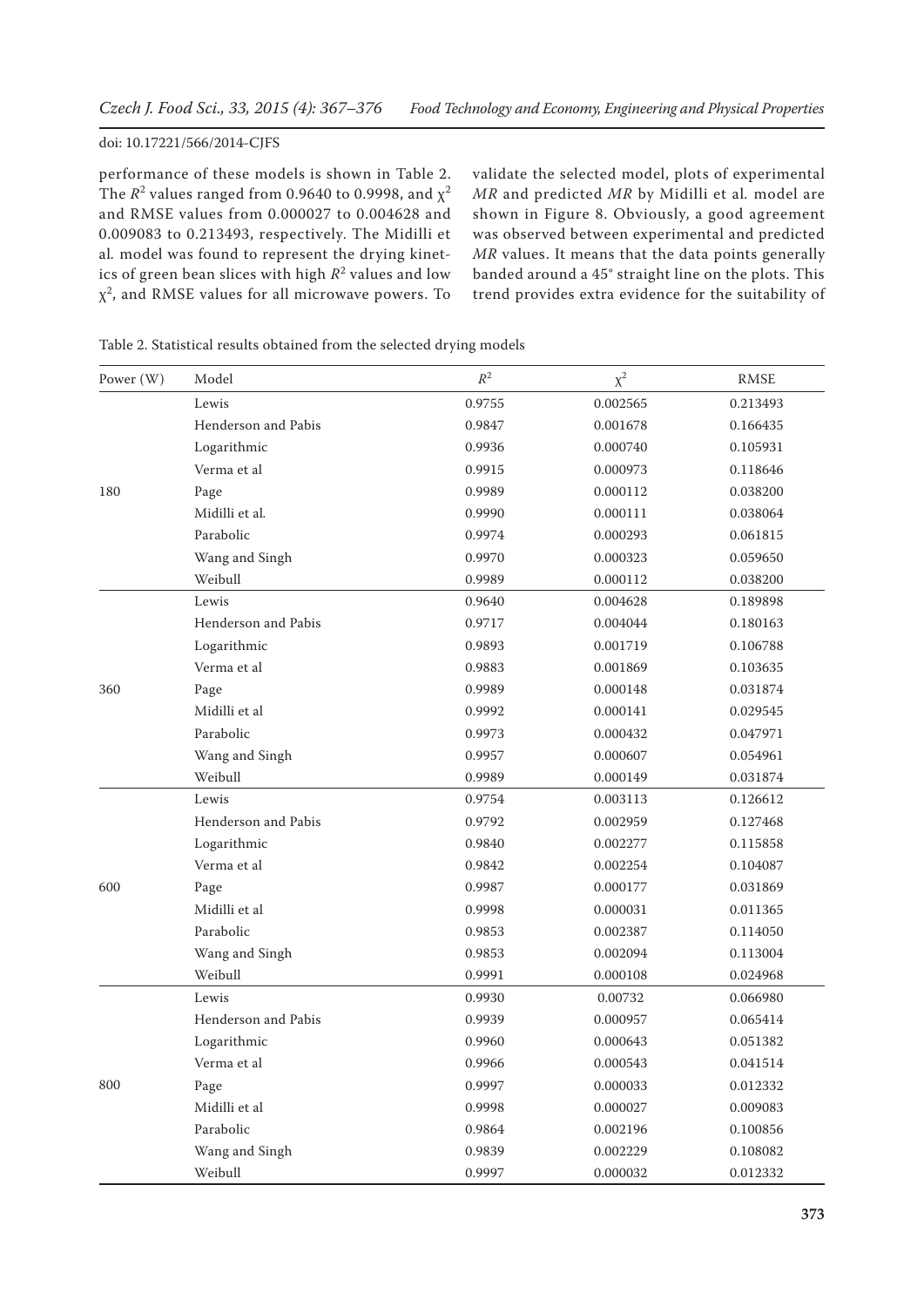performance of these models is shown in Table 2. The $R^2$ values ranged from 0.9640 to 0.9998, and $\chi^2$ and RMSE values from 0.000027 to 0.004628 and 0.009083 to 0.213493, respectively. The Midilli et al. model was found to represent the drying kinetics of green bean slices with high $R^2$ values and low $\chi^2$, and RMSE values for all microwave powers. To validate the selected model, plots of experimental *MR* and predicted *MR* by Midilli et al. model are shown in Figure 8. Obviously, a good agreement was observed between experimental and predicted *MR* values. It means that the data points generally banded around a 45° straight line on the plots. This trend provides extra evidence for the suitability of

Table 2. Statistical results obtained from the selected drying models

| Power (W) | Model | $R^2$ | $\chi^2$ | RMSE |
|---|---|---|---|---|
| 180 | Lewis | 0.9755 | 0.002565 | 0.213493 |
| | Henderson and Pabis | 0.9847 | 0.001678 | 0.166435 |
| | Logarithmic | 0.9936 | 0.000740 | 0.105931 |
| | Verma et al | 0.9915 | 0.000973 | 0.118646 |
| | Page | 0.9989 | 0.000112 | 0.038200 |
| | Midilli et al. | 0.9990 | 0.000111 | 0.038064 |
| | Parabolic | 0.9974 | 0.000293 | 0.061815 |
| | Wang and Singh | 0.9970 | 0.000323 | 0.059650 |
| | Weibull | 0.9989 | 0.000112 | 0.038200 |
| 360 | Lewis | 0.9640 | 0.004628 | 0.189898 |
| | Henderson and Pabis | 0.9717 | 0.004044 | 0.180163 |
| | Logarithmic | 0.9893 | 0.001719 | 0.106788 |
| | Verma et al | 0.9883 | 0.001869 | 0.103635 |
| | Page | 0.9989 | 0.000148 | 0.031874 |
| | Midilli et al | 0.9992 | 0.000141 | 0.029545 |
| | Parabolic | 0.9973 | 0.000432 | 0.047971 |
| | Wang and Singh | 0.9957 | 0.000607 | 0.054961 |
| | Weibull | 0.9989 | 0.000149 | 0.031874 |
| 600 | Lewis | 0.9754 | 0.003113 | 0.126612 |
| | Henderson and Pabis | 0.9792 | 0.002959 | 0.127468 |
| | Logarithmic | 0.9840 | 0.002277 | 0.115858 |
| | Verma et al | 0.9842 | 0.002254 | 0.104087 |
| | Page | 0.9987 | 0.000177 | 0.031869 |
| | Midilli et al | 0.9998 | 0.000031 | 0.011365 |
| | Parabolic | 0.9853 | 0.002387 | 0.114050 |
| | Wang and Singh | 0.9853 | 0.002094 | 0.113004 |
| | Weibull | 0.9991 | 0.000108 | 0.024968 |
| 800 | Lewis | 0.9930 | 0.00732 | 0.066980 |
| | Henderson and Pabis | 0.9939 | 0.000957 | 0.065414 |
| | Logarithmic | 0.9960 | 0.000643 | 0.051382 |
| | Verma et al | 0.9966 | 0.000543 | 0.041514 |
| | Page | 0.9997 | 0.000033 | 0.012332 |
| | Midilli et al | 0.9998 | 0.000027 | 0.009083 |
| | Parabolic | 0.9864 | 0.002196 | 0.100856 |
| | Wang and Singh | 0.9839 | 0.002229 | 0.108082 |
| | Weibull | 0.9997 | 0.000032 | 0.012332 |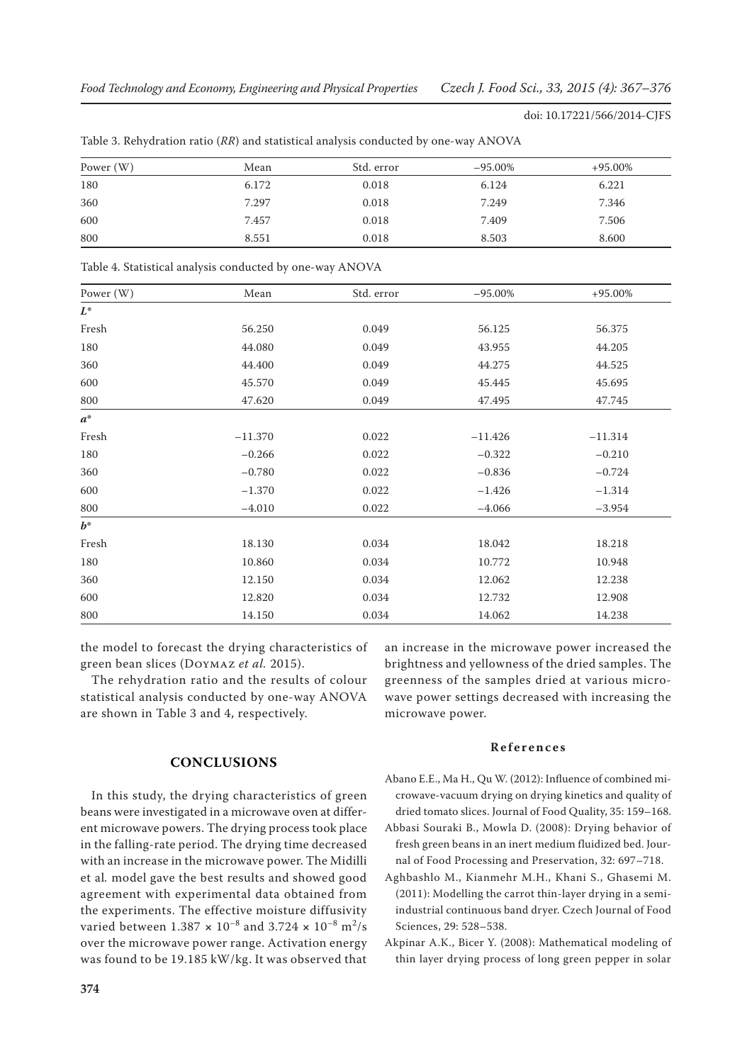Table 3. Rehydration ratio (*RR*) and statistical analysis conducted by one-way ANOVA

| Power (W) | Mean | Std. error | −95.00% | +95.00% |
|---|---|---|---|---|
| 180 | 6.172 | 0.018 | 6.124 | 6.221 |
| 360 | 7.297 | 0.018 | 7.249 | 7.346 |
| 600 | 7.457 | 0.018 | 7.409 | 7.506 |
| 800 | 8.551 | 0.018 | 8.503 | 8.600 |

Table 4. Statistical analysis conducted by one-way ANOVA

| Power (W) | Mean | Std. error | −95.00% | +95.00% |
|---|---|---|---|---|
| ***L**** | | | | |
| Fresh | 56.250 | 0.049 | 56.125 | 56.375 |
| 180 | 44.080 | 0.049 | 43.955 | 44.205 |
| 360 | 44.400 | 0.049 | 44.275 | 44.525 |
| 600 | 45.570 | 0.049 | 45.445 | 45.695 |
| 800 | 47.620 | 0.049 | 47.495 | 47.745 |
| ***a**** | | | | |
| Fresh | −11.370 | 0.022 | −11.426 | −11.314 |
| 180 | −0.266 | 0.022 | −0.322 | −0.210 |
| 360 | −0.780 | 0.022 | −0.836 | −0.724 |
| 600 | −1.370 | 0.022 | −1.426 | −1.314 |
| 800 | −4.010 | 0.022 | −4.066 | −3.954 |
| ***b**** | | | | |
| Fresh | 18.130 | 0.034 | 18.042 | 18.218 |
| 180 | 10.860 | 0.034 | 10.772 | 10.948 |
| 360 | 12.150 | 0.034 | 12.062 | 12.238 |
| 600 | 12.820 | 0.034 | 12.732 | 12.908 |
| 800 | 14.150 | 0.034 | 14.062 | 14.238 |

the model to forecast the drying characteristics of green bean slices (Doymaz *et al.* 2015).

The rehydration ratio and the results of colour statistical analysis conducted by one-way ANOVA are shown in Table 3 and 4, respectively.

## CONCLUSIONS

In this study, the drying characteristics of green beans were investigated in a microwave oven at different microwave powers. The drying process took place in the falling-rate period. The drying time decreased with an increase in the microwave power. The Midilli et al*.* model gave the best results and showed good agreement with experimental data obtained from the experiments. The effective moisture diffusivity varied between $1.387 \times 10^{-8}$ and $3.724 \times 10^{-8}$ $m^2/s$ over the microwave power range. Activation energy was found to be 19.185 kW/kg. It was observed that an increase in the microwave power increased the brightness and yellowness of the dried samples. The greenness of the samples dried at various microwave power settings decreased with increasing the microwave power.

### References

Abano E.E., Ma H., Qu W. (2012): Influence of combined microwave-vacuum drying on drying kinetics and quality of dried tomato slices. Journal of Food Quality, 35: 159–168.

Abbasi Souraki B., Mowla D. (2008): Drying behavior of fresh green beans in an inert medium fluidized bed. Journal of Food Processing and Preservation, 32: 697–718.

Aghbashlo M., Kianmehr M.H., Khani S., Ghasemi M. (2011): Modelling the carrot thin-layer drying in a semi-industrial continuous band dryer. Czech Journal of Food Sciences, 29: 528–538.

Akpinar A.K., Bicer Y. (2008): Mathematical modeling of thin layer drying process of long green pepper in solar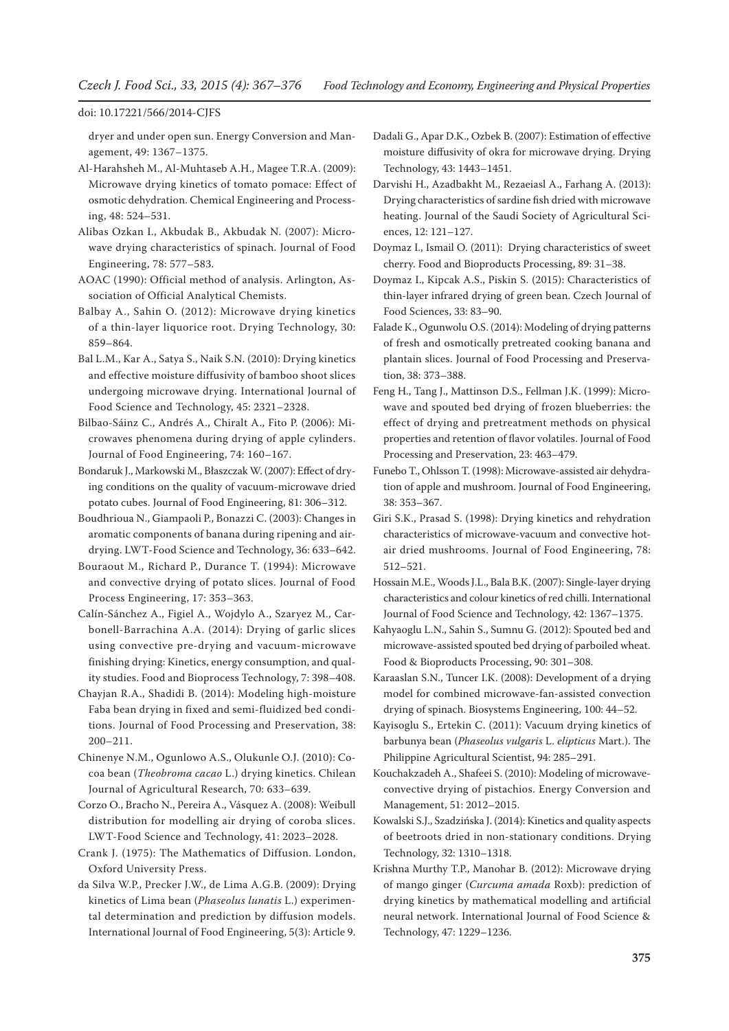dryer and under open sun. Energy Conversion and Management, 49: 1367–1375.

Al-Harahsheh M., Al-Muhtaseb A.H., Magee T.R.A. (2009): Microwave drying kinetics of tomato pomace: Effect of osmotic dehydration. Chemical Engineering and Processing, 48: 524–531.

Alibas Ozkan I., Akbudak B., Akbudak N. (2007): Microwave drying characteristics of spinach. Journal of Food Engineering, 78: 577–583.

AOAC (1990): Official method of analysis. Arlington, Association of Official Analytical Chemists.

Balbay A., Sahin O. (2012): Microwave drying kinetics of a thin-layer liquorice root. Drying Technology, 30: 859–864.

Bal L.M., Kar A., Satya S., Naik S.N. (2010): Drying kinetics and effective moisture diffusivity of bamboo shoot slices undergoing microwave drying. International Journal of Food Science and Technology, 45: 2321–2328.

Bilbao-Sáinz C., Andrés A., Chiralt A., Fito P. (2006): Microwaves phenomena during drying of apple cylinders. Journal of Food Engineering, 74: 160–167.

Bondaruk J., Markowski M., Błaszczak W. (2007): Effect of drying conditions on the quality of vacuum-microwave dried potato cubes. Journal of Food Engineering, 81: 306–312.

Boudhrioua N., Giampaoli P., Bonazzi C. (2003): Changes in aromatic components of banana during ripening and air-drying. LWT-Food Science and Technology, 36: 633–642.

Bouraout M., Richard P., Durance T. (1994): Microwave and convective drying of potato slices. Journal of Food Process Engineering, 17: 353–363.

Calín-Sánchez A., Figiel A., Wojdylo A., Szaryez M., Carbonell-Barrachina A.A. (2014): Drying of garlic slices using convective pre-drying and vacuum-microwave finishing drying: Kinetics, energy consumption, and quality studies. Food and Bioprocess Technology, 7: 398–408.

Chayjan R.A., Shadidi B. (2014): Modeling high-moisture Faba bean drying in fixed and semi-fluidized bed conditions. Journal of Food Processing and Preservation, 38: 200–211.

Chinenye N.M., Ogunlowo A.S., Olukunle O.J. (2010): Cocoa bean (*Theobroma cacao* L.) drying kinetics. Chilean Journal of Agricultural Research, 70: 633–639.

Corzo O., Bracho N., Pereira A., Vásquez A. (2008): Weibull distribution for modelling air drying of coroba slices. LWT-Food Science and Technology, 41: 2023–2028.

Crank J. (1975): The Mathematics of Diffusion. London, Oxford University Press.

da Silva W.P., Precker J.W., de Lima A.G.B. (2009): Drying kinetics of Lima bean (*Phaseolus lunatis* L.) experimental determination and prediction by diffusion models. International Journal of Food Engineering, 5(3): Article 9.

Dadali G., Apar D.K., Ozbek B. (2007): Estimation of effective moisture diffusivity of okra for microwave drying. Drying Technology, 43: 1443–1451.

Darvishi H., Azadbakht M., Rezaeiasl A., Farhang A. (2013): Drying characteristics of sardine fish dried with microwave heating. Journal of the Saudi Society of Agricultural Sciences, 12: 121–127.

Doymaz I., Ismail O. (2011): Drying characteristics of sweet cherry. Food and Bioproducts Processing, 89: 31–38.

Doymaz I., Kipcak A.S., Piskin S. (2015): Characteristics of thin-layer infrared drying of green bean. Czech Journal of Food Sciences, 33: 83–90.

Falade K., Ogunwolu O.S. (2014): Modeling of drying patterns of fresh and osmotically pretreated cooking banana and plantain slices. Journal of Food Processing and Preservation, 38: 373–388.

Feng H., Tang J., Mattinson D.S., Fellman J.K. (1999): Microwave and spouted bed drying of frozen blueberries: the effect of drying and pretreatment methods on physical properties and retention of flavor volatiles. Journal of Food Processing and Preservation, 23: 463–479.

Funebo T., Ohlsson T. (1998): Microwave-assisted air dehydration of apple and mushroom. Journal of Food Engineering, 38: 353–367.

Giri S.K., Prasad S. (1998): Drying kinetics and rehydration characteristics of microwave-vacuum and convective hot-air dried mushrooms. Journal of Food Engineering, 78: 512–521.

Hossain M.E., Woods J.L., Bala B.K. (2007): Single-layer drying characteristics and colour kinetics of red chilli. International Journal of Food Science and Technology, 42: 1367–1375.

Kahyaoglu L.N., Sahin S., Sumnu G. (2012): Spouted bed and microwave-assisted spouted bed drying of parboiled wheat. Food & Bioproducts Processing, 90: 301–308.

Karaaslan S.N., Tuncer I.K. (2008): Development of a drying model for combined microwave-fan-assisted convection drying of spinach. Biosystems Engineering, 100: 44–52.

Kayisoglu S., Ertekin C. (2011): Vacuum drying kinetics of barbunya bean (*Phaseolus vulgaris* L. *elipticus* Mart.). The Philippine Agricultural Scientist, 94: 285–291.

Kouchakzadeh A., Shafeei S. (2010): Modeling of microwave-convective drying of pistachios. Energy Conversion and Management, 51: 2012–2015.

Kowalski S.J., Szadzińska J. (2014): Kinetics and quality aspects of beetroots dried in non-stationary conditions. Drying Technology, 32: 1310–1318.

Krishna Murthy T.P., Manohar B. (2012): Microwave drying of mango ginger (*Curcuma amada* Roxb): prediction of drying kinetics by mathematical modelling and artificial neural network. International Journal of Food Science & Technology, 47: 1229–1236.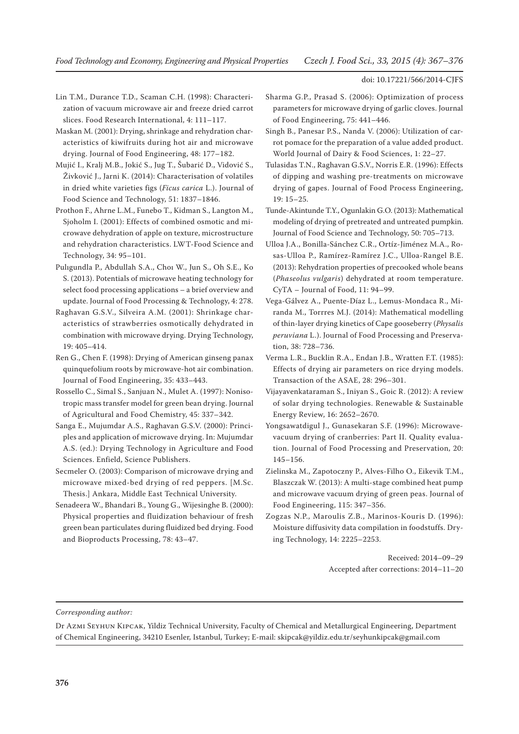Lin T.M., Durance T.D., Scaman C.H. (1998): Characterization of vacuum microwave air and freeze dried carrot slices. Food Research International, 4: 111–117.

Maskan M. (2001): Drying, shrinkage and rehydration characteristics of kiwifruits during hot air and microwave drying. Journal of Food Engineering, 48: 177–182.

Mujić I., Kralj M.B., Jokić S., Jug T., Šubarić D., Vidović S., Živković J., Jarni K. (2014): Characterisation of volatiles in dried white varieties figs (*Ficus carica* L.). Journal of Food Science and Technology, 51: 1837–1846.

Prothon F., Ahrne L.M., Funebo T., Kidman S., Langton M., Sjoholm I. (2001): Effects of combined osmotic and microwave dehydration of apple on texture, microstructure and rehydration characteristics. LWT-Food Science and Technology, 34: 95–101.

Pulıgundla P., Abdullah S.A., Choı W., Jun S., Oh S.E., Ko S. (2013). Potentials of microwave heating technology for select food processing applications – a brief overview and update. Journal of Food Processing & Technology, 4: 278.

Raghavan G.S.V., Silveira A.M. (2001): Shrinkage characteristics of strawberries osmotically dehydrated in combination with microwave drying. Drying Technology, 19: 405–414.

Ren G., Chen F. (1998): Drying of American ginseng panax quinquefolium roots by microwave-hot air combination. Journal of Food Engineering, 35: 433–443.

Rossello C., Simal S., Sanjuan N., Mulet A. (1997): Nonisotropic mass transfer model for green bean drying. Journal of Agricultural and Food Chemistry, 45: 337–342.

Sanga E., Mujumdar A.S., Raghavan G.S.V. (2000): Principles and application of microwave drying. In: Mujumdar A.S. (ed.): Drying Technology in Agriculture and Food Sciences. Enfield, Science Publishers.

Secmeler O. (2003): Comparison of microwave drying and microwave mixed-bed drying of red peppers. [M.Sc. Thesis.] Ankara, Middle East Technical University.

Senadeera W., Bhandari B., Young G., Wijesinghe B. (2000): Physical properties and fluidization behaviour of fresh green bean particulates during fluidized bed drying. Food and Bioproducts Processing, 78: 43–47.

Sharma G.P., Prasad S. (2006): Optimization of process parameters for microwave drying of garlic cloves. Journal of Food Engineering, 75: 441–446.

Singh B., Panesar P.S., Nanda V. (2006): Utilization of carrot pomace for the preparation of a value added product. World Journal of Dairy & Food Sciences, 1: 22–27.

Tulasidas T.N., Raghavan G.S.V., Norris E.R. (1996): Effects of dipping and washing pre-treatments on microwave drying of gapes. Journal of Food Process Engineering, 19: 15–25.

Tunde-Akintunde T.Y., Ogunlakin G.O. (2013): Mathematical modeling of drying of pretreated and untreated pumpkin. Journal of Food Science and Technology, 50: 705–713.

Ulloa J.A., Bonilla-Sánchez C.R., Ortíz-Jiménez M.A., Rosas-Ulloa P., Ramírez-Ramírez J.C., Ulloa-Rangel B.E. (2013): Rehydration properties of precooked whole beans (*Phaseolus vulgaris*) dehydrated at room temperature. CyTA – Journal of Food, 11: 94–99.

Vega-Gálvez A., Puente-Díaz L., Lemus-Mondaca R., Miranda M., Torrres M.J. (2014): Mathematical modelling of thin-layer drying kinetics of Cape gooseberry (*Physalis peruviana* L.). Journal of Food Processing and Preservation, 38: 728–736.

Verma L.R., Bucklin R.A., Endan J.B., Wratten F.T. (1985): Effects of drying air parameters on rice drying models. Transaction of the ASAE, 28: 296–301.

Vijayavenkataraman S., Iniyan S., Goic R. (2012): A review of solar drying technologies. Renewable & Sustainable Energy Review, 16: 2652–2670.

Yongsawatdigul J., Gunasekaran S.F. (1996): Microwave-vacuum drying of cranberries: Part II. Quality evaluation. Journal of Food Processing and Preservation, 20: 145–156.

Zielinska M., Zapotoczny P., Alves-Filho O., Eikevik T.M., Blaszczak W. (2013): A multi-stage combined heat pump and microwave vacuum drying of green peas. Journal of Food Engineering, 115: 347–356.

Zogzas N.P., Maroulis Z.B., Marinos-Kouris D. (1996): Moisture diffusivity data compilation in foodstuffs. Drying Technology, 14: 2225–2253.

Received: 2014–09–29
Accepted after corrections: 2014–11–20

*Corresponding author:*

Dr Azmi Seyhun Kipcak, Yildiz Technical University, Faculty of Chemical and Metallurgical Engineering, Department of Chemical Engineering, 34210 Esenler, Istanbul, Turkey; E-mail: skipcak@yildiz.edu.tr/seyhunkipcak@gmail.com